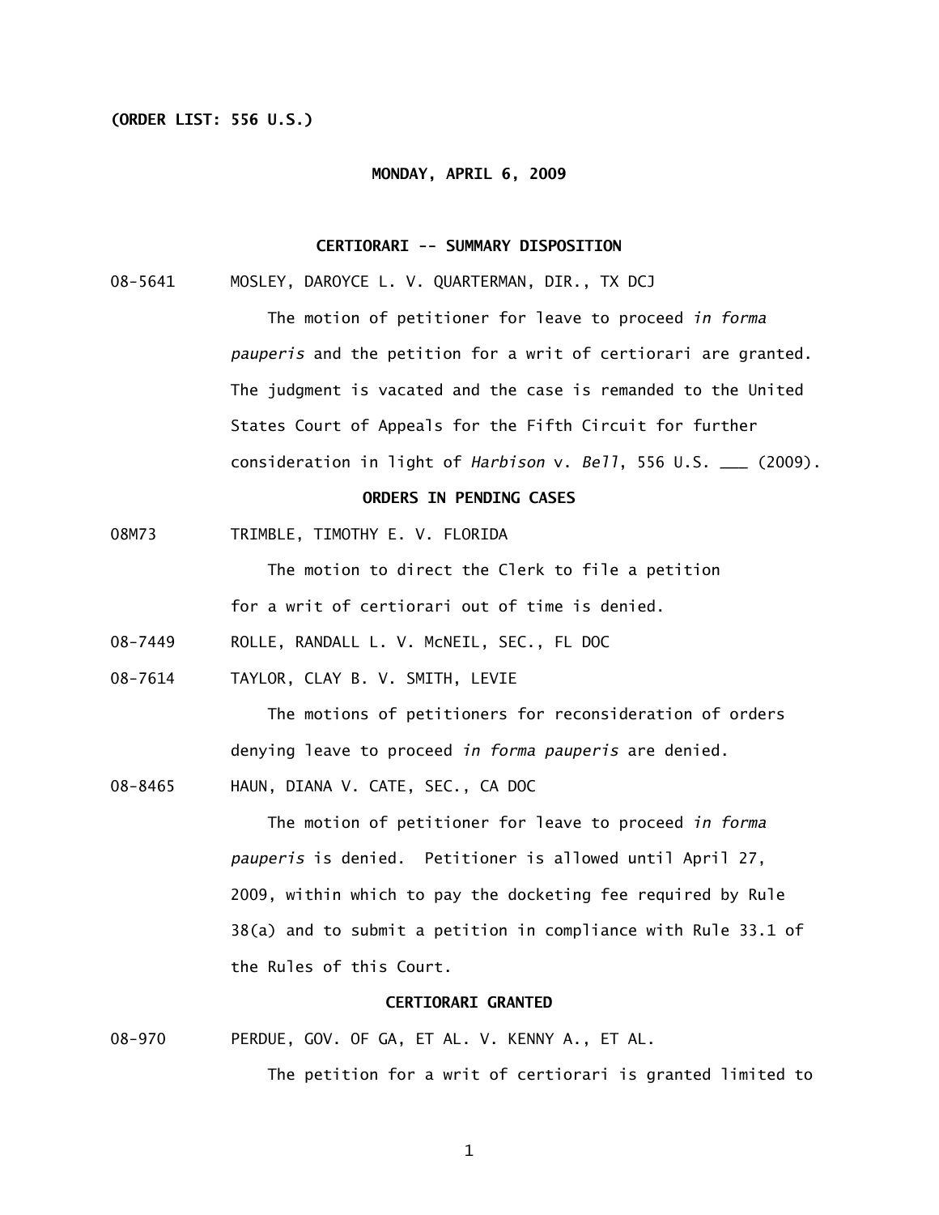**(ORDER LIST: 556 U.S.)**

**MONDAY, APRIL 6, 2009**

**CERTIORARI -- SUMMARY DISPOSITION**

08-5641 MOSLEY, DAROYCE L. V. QUARTERMAN, DIR., TX DCJ

The motion of petitioner for leave to proceed *in forma pauperis* and the petition for a writ of certiorari are granted. The judgment is vacated and the case is remanded to the United States Court of Appeals for the Fifth Circuit for further consideration in light of *Harbison* v. *Bell*, 556 U.S. ___ (2009).

**ORDERS IN PENDING CASES**

08M73 TRIMBLE, TIMOTHY E. V. FLORIDA

The motion to direct the Clerk to file a petition for a writ of certiorari out of time is denied.

08-7449 ROLLE, RANDALL L. V. McNEIL, SEC., FL DOC

08-7614 TAYLOR, CLAY B. V. SMITH, LEVIE

The motions of petitioners for reconsideration of orders denying leave to proceed *in forma pauperis* are denied.

08-8465 HAUN, DIANA V. CATE, SEC., CA DOC

The motion of petitioner for leave to proceed *in forma pauperis* is denied. Petitioner is allowed until April 27, 2009, within which to pay the docketing fee required by Rule 38(a) and to submit a petition in compliance with Rule 33.1 of the Rules of this Court.

**CERTIORARI GRANTED**

08-970 PERDUE, GOV. OF GA, ET AL. V. KENNY A., ET AL.

The petition for a writ of certiorari is granted limited to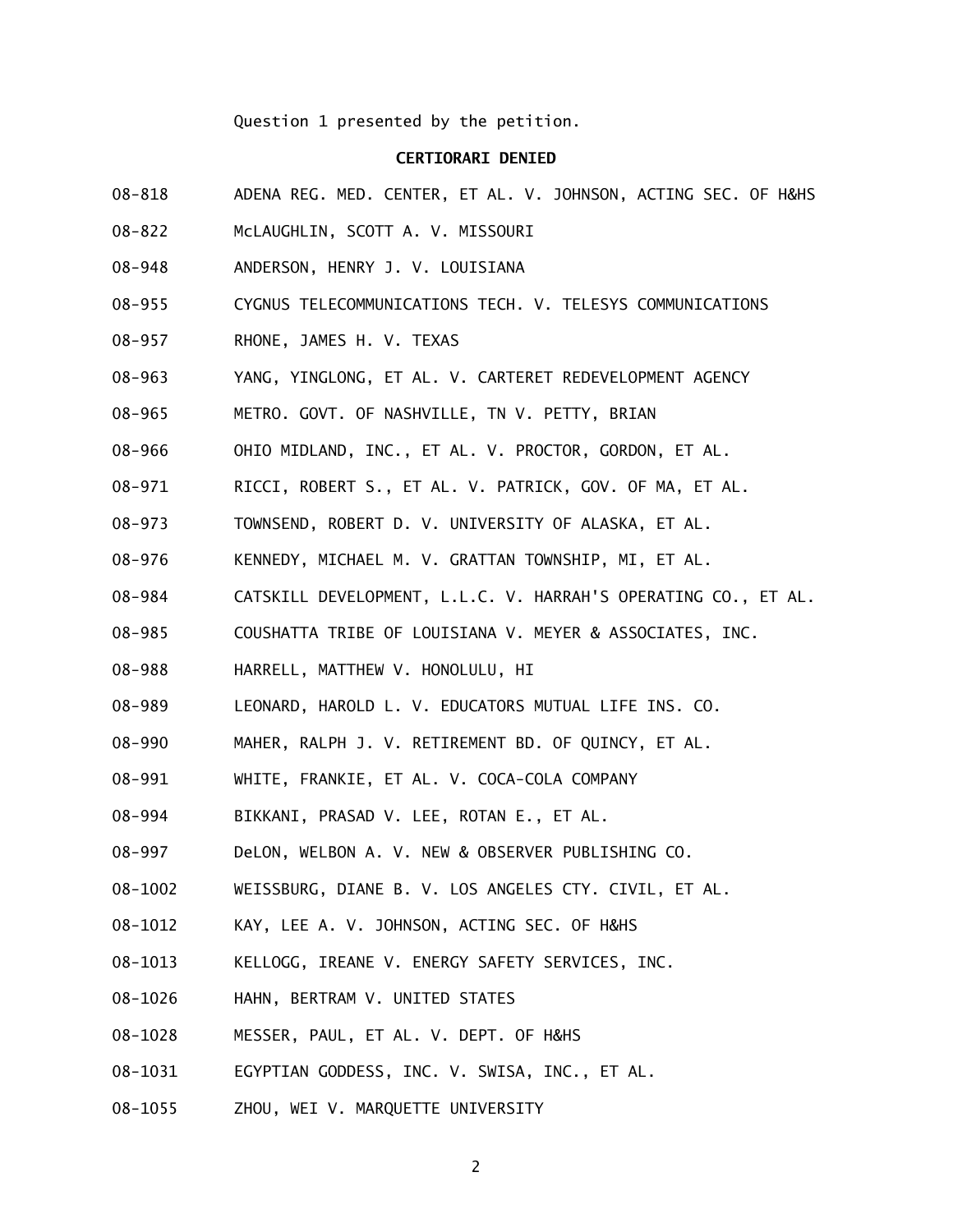Question 1 presented by the petition.

**CERTIORARI DENIED**

08-818 ADENA REG. MED. CENTER, ET AL. V. JOHNSON, ACTING SEC. OF H&HS

08-822 McLAUGHLIN, SCOTT A. V. MISSOURI

08-948 ANDERSON, HENRY J. V. LOUISIANA

08-955 CYGNUS TELECOMMUNICATIONS TECH. V. TELESYS COMMUNICATIONS

08-957 RHONE, JAMES H. V. TEXAS

08-963 YANG, YINGLONG, ET AL. V. CARTERET REDEVELOPMENT AGENCY

08-965 METRO. GOVT. OF NASHVILLE, TN V. PETTY, BRIAN

08-966 OHIO MIDLAND, INC., ET AL. V. PROCTOR, GORDON, ET AL.

08-971 RICCI, ROBERT S., ET AL. V. PATRICK, GOV. OF MA, ET AL.

08-973 TOWNSEND, ROBERT D. V. UNIVERSITY OF ALASKA, ET AL.

08-976 KENNEDY, MICHAEL M. V. GRATTAN TOWNSHIP, MI, ET AL.

08-984 CATSKILL DEVELOPMENT, L.L.C. V. HARRAH'S OPERATING CO., ET AL.

08-985 COUSHATTA TRIBE OF LOUISIANA V. MEYER & ASSOCIATES, INC.

08-988 HARRELL, MATTHEW V. HONOLULU, HI

08-989 LEONARD, HAROLD L. V. EDUCATORS MUTUAL LIFE INS. CO.

08-990 MAHER, RALPH J. V. RETIREMENT BD. OF QUINCY, ET AL.

08-991 WHITE, FRANKIE, ET AL. V. COCA-COLA COMPANY

08-994 BIKKANI, PRASAD V. LEE, ROTAN E., ET AL.

08-997 DeLON, WELBON A. V. NEW & OBSERVER PUBLISHING CO.

08-1002 WEISSBURG, DIANE B. V. LOS ANGELES CTY. CIVIL, ET AL.

08-1012 KAY, LEE A. V. JOHNSON, ACTING SEC. OF H&HS

08-1013 KELLOGG, IREANE V. ENERGY SAFETY SERVICES, INC.

08-1026 HAHN, BERTRAM V. UNITED STATES

08-1028 MESSER, PAUL, ET AL. V. DEPT. OF H&HS

08-1031 EGYPTIAN GODDESS, INC. V. SWISA, INC., ET AL.

08-1055 ZHOU, WEI V. MARQUETTE UNIVERSITY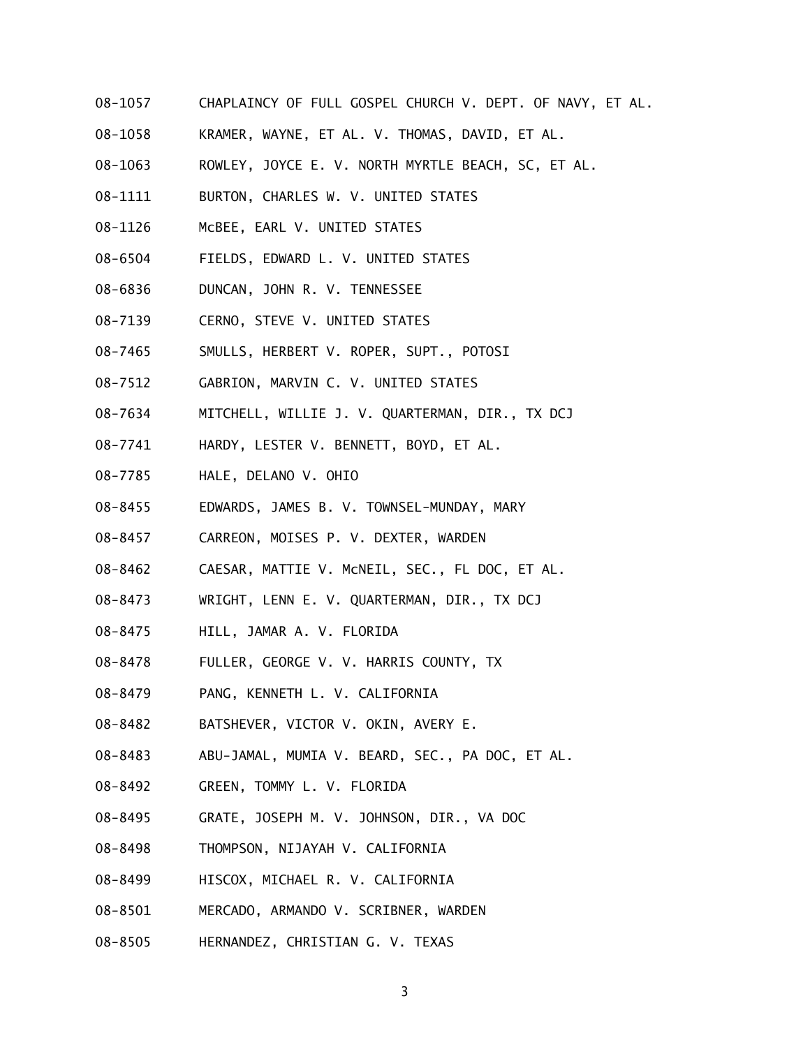08-1057 CHAPLAINCY OF FULL GOSPEL CHURCH V. DEPT. OF NAVY, ET AL.

08-1058 KRAMER, WAYNE, ET AL. V. THOMAS, DAVID, ET AL.

08-1063 ROWLEY, JOYCE E. V. NORTH MYRTLE BEACH, SC, ET AL.

08-1111 BURTON, CHARLES W. V. UNITED STATES

08-1126 McBEE, EARL V. UNITED STATES

08-6504 FIELDS, EDWARD L. V. UNITED STATES

08-6836 DUNCAN, JOHN R. V. TENNESSEE

08-7139 CERNO, STEVE V. UNITED STATES

08-7465 SMULLS, HERBERT V. ROPER, SUPT., POTOSI

08-7512 GABRION, MARVIN C. V. UNITED STATES

08-7634 MITCHELL, WILLIE J. V. QUARTERMAN, DIR., TX DCJ

08-7741 HARDY, LESTER V. BENNETT, BOYD, ET AL.

08-7785 HALE, DELANO V. OHIO

08-8455 EDWARDS, JAMES B. V. TOWNSEL-MUNDAY, MARY

08-8457 CARREON, MOISES P. V. DEXTER, WARDEN

08-8462 CAESAR, MATTIE V. McNEIL, SEC., FL DOC, ET AL.

08-8473 WRIGHT, LENN E. V. QUARTERMAN, DIR., TX DCJ

08-8475 HILL, JAMAR A. V. FLORIDA

08-8478 FULLER, GEORGE V. V. HARRIS COUNTY, TX

08-8479 PANG, KENNETH L. V. CALIFORNIA

08-8482 BATSHEVER, VICTOR V. OKIN, AVERY E.

08-8483 ABU-JAMAL, MUMIA V. BEARD, SEC., PA DOC, ET AL.

08-8492 GREEN, TOMMY L. V. FLORIDA

08-8495 GRATE, JOSEPH M. V. JOHNSON, DIR., VA DOC

08-8498 THOMPSON, NIJAYAH V. CALIFORNIA

08-8499 HISCOX, MICHAEL R. V. CALIFORNIA

08-8501 MERCADO, ARMANDO V. SCRIBNER, WARDEN

08-8505 HERNANDEZ, CHRISTIAN G. V. TEXAS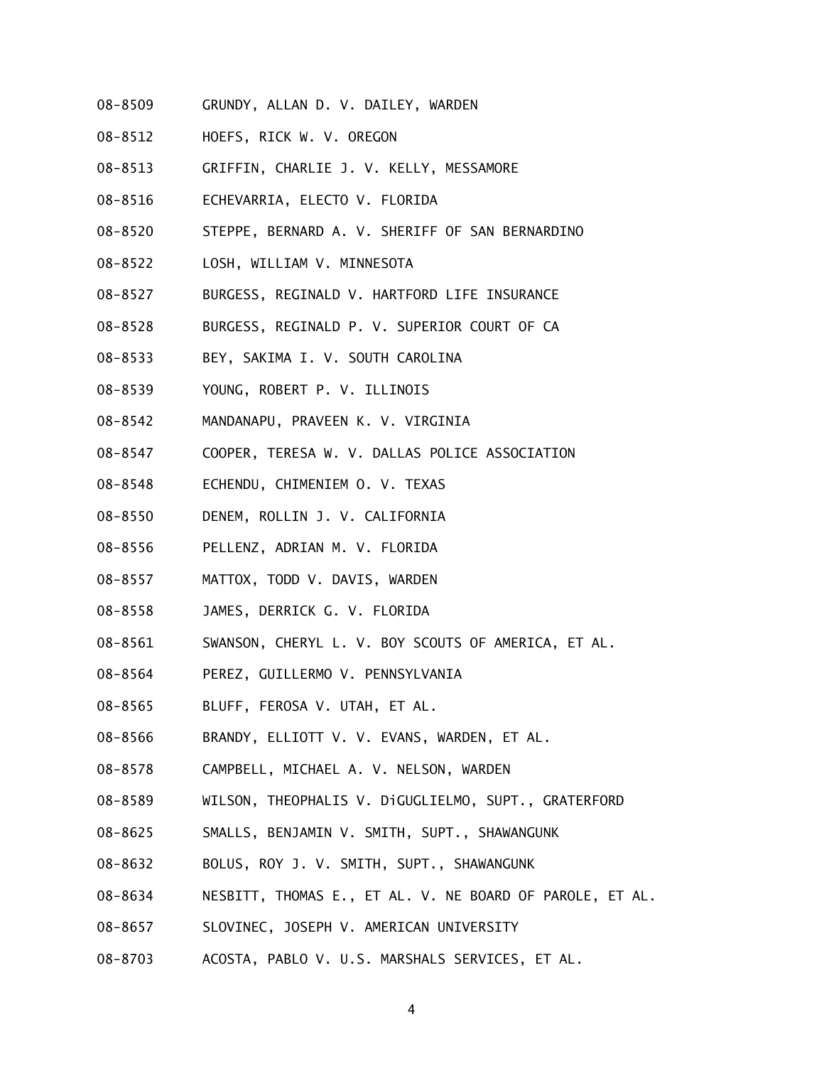08-8509 GRUNDY, ALLAN D. V. DAILEY, WARDEN

08-8512 HOEFS, RICK W. V. OREGON

08-8513 GRIFFIN, CHARLIE J. V. KELLY, MESSAMORE

08-8516 ECHEVARRIA, ELECTO V. FLORIDA

08-8520 STEPPE, BERNARD A. V. SHERIFF OF SAN BERNARDINO

08-8522 LOSH, WILLIAM V. MINNESOTA

08-8527 BURGESS, REGINALD V. HARTFORD LIFE INSURANCE

08-8528 BURGESS, REGINALD P. V. SUPERIOR COURT OF CA

08-8533 BEY, SAKIMA I. V. SOUTH CAROLINA

08-8539 YOUNG, ROBERT P. V. ILLINOIS

08-8542 MANDANAPU, PRAVEEN K. V. VIRGINIA

08-8547 COOPER, TERESA W. V. DALLAS POLICE ASSOCIATION

08-8548 ECHENDU, CHIMENIEM O. V. TEXAS

08-8550 DENEM, ROLLIN J. V. CALIFORNIA

08-8556 PELLENZ, ADRIAN M. V. FLORIDA

08-8557 MATTOX, TODD V. DAVIS, WARDEN

08-8558 JAMES, DERRICK G. V. FLORIDA

08-8561 SWANSON, CHERYL L. V. BOY SCOUTS OF AMERICA, ET AL.

08-8564 PEREZ, GUILLERMO V. PENNSYLVANIA

08-8565 BLUFF, FEROSA V. UTAH, ET AL.

08-8566 BRANDY, ELLIOTT V. V. EVANS, WARDEN, ET AL.

08-8578 CAMPBELL, MICHAEL A. V. NELSON, WARDEN

08-8589 WILSON, THEOPHALIS V. DiGUGLIELMO, SUPT., GRATERFORD

08-8625 SMALLS, BENJAMIN V. SMITH, SUPT., SHAWANGUNK

08-8632 BOLUS, ROY J. V. SMITH, SUPT., SHAWANGUNK

08-8634 NESBITT, THOMAS E., ET AL. V. NE BOARD OF PAROLE, ET AL.

08-8657 SLOVINEC, JOSEPH V. AMERICAN UNIVERSITY

08-8703 ACOSTA, PABLO V. U.S. MARSHALS SERVICES, ET AL.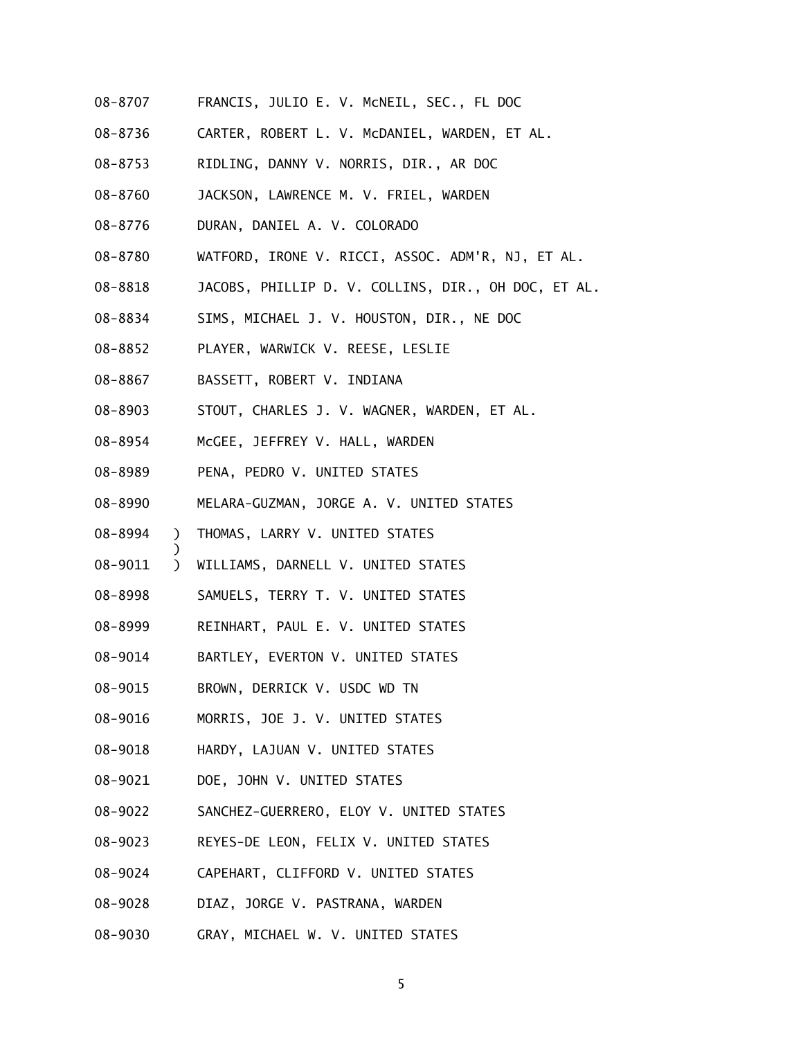08-8707 FRANCIS, JULIO E. V. McNEIL, SEC., FL DOC

08-8736 CARTER, ROBERT L. V. McDANIEL, WARDEN, ET AL.

08-8753 RIDLING, DANNY V. NORRIS, DIR., AR DOC

08-8760 JACKSON, LAWRENCE M. V. FRIEL, WARDEN

08-8776 DURAN, DANIEL A. V. COLORADO

08-8780 WATFORD, IRONE V. RICCI, ASSOC. ADM'R, NJ, ET AL.

08-8818 JACOBS, PHILLIP D. V. COLLINS, DIR., OH DOC, ET AL.

08-8834 SIMS, MICHAEL J. V. HOUSTON, DIR., NE DOC

08-8852 PLAYER, WARWICK V. REESE, LESLIE

08-8867 BASSETT, ROBERT V. INDIANA

08-8903 STOUT, CHARLES J. V. WAGNER, WARDEN, ET AL.

08-8954 McGEE, JEFFREY V. HALL, WARDEN

08-8989 PENA, PEDRO V. UNITED STATES

08-8990 MELARA-GUZMAN, JORGE A. V. UNITED STATES

08-8994 ) THOMAS, LARRY V. UNITED STATES
)
08-9011 ) WILLIAMS, DARNELL V. UNITED STATES

08-8998 SAMUELS, TERRY T. V. UNITED STATES

08-8999 REINHART, PAUL E. V. UNITED STATES

08-9014 BARTLEY, EVERTON V. UNITED STATES

08-9015 BROWN, DERRICK V. USDC WD TN

08-9016 MORRIS, JOE J. V. UNITED STATES

08-9018 HARDY, LAJUAN V. UNITED STATES

08-9021 DOE, JOHN V. UNITED STATES

08-9022 SANCHEZ-GUERRERO, ELOY V. UNITED STATES

08-9023 REYES-DE LEON, FELIX V. UNITED STATES

08-9024 CAPEHART, CLIFFORD V. UNITED STATES

08-9028 DIAZ, JORGE V. PASTRANA, WARDEN

08-9030 GRAY, MICHAEL W. V. UNITED STATES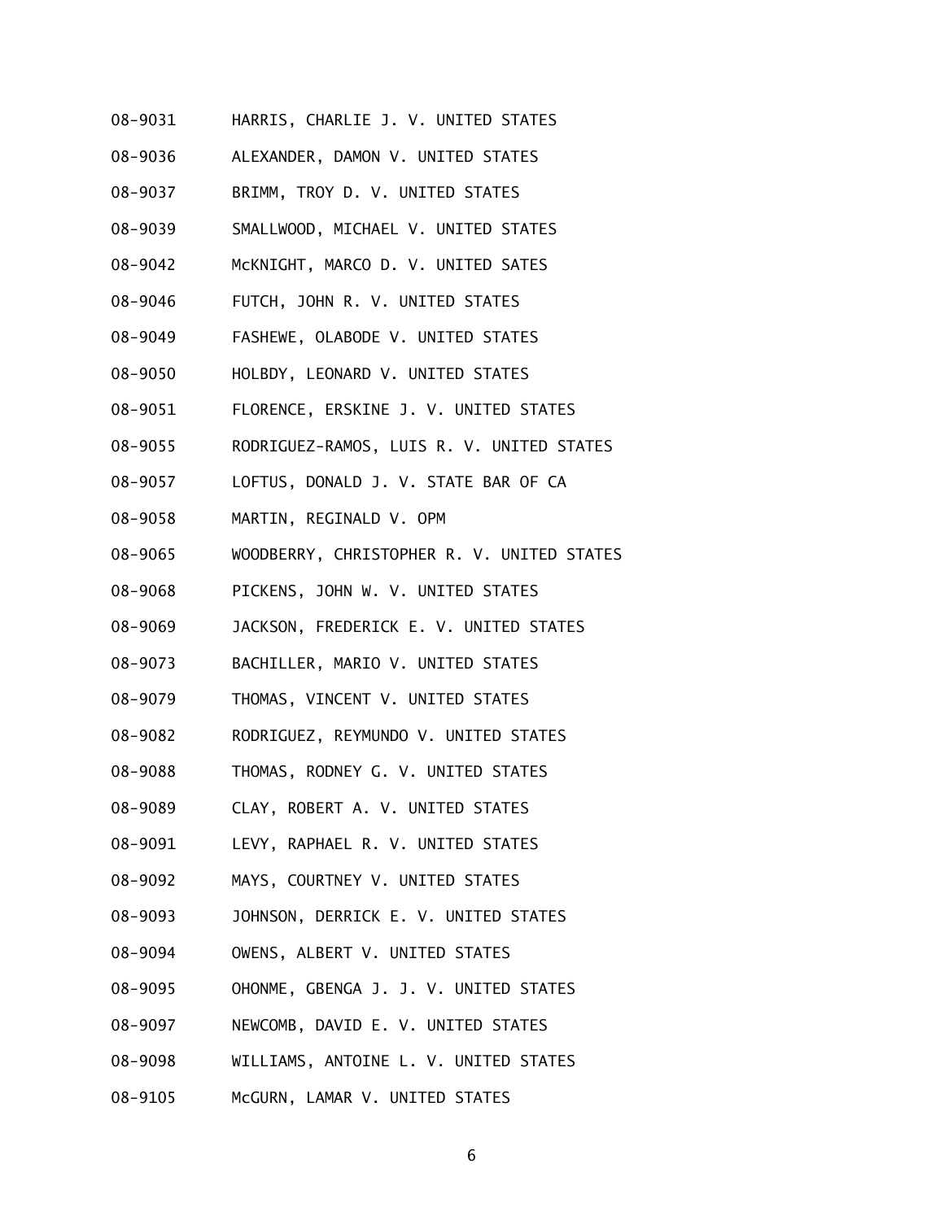08-9031 HARRIS, CHARLIE J. V. UNITED STATES

08-9036 ALEXANDER, DAMON V. UNITED STATES

08-9037 BRIMM, TROY D. V. UNITED STATES

08-9039 SMALLWOOD, MICHAEL V. UNITED STATES

08-9042 McKNIGHT, MARCO D. V. UNITED SATES

08-9046 FUTCH, JOHN R. V. UNITED STATES

08-9049 FASHEWE, OLABODE V. UNITED STATES

08-9050 HOLBDY, LEONARD V. UNITED STATES

08-9051 FLORENCE, ERSKINE J. V. UNITED STATES

08-9055 RODRIGUEZ-RAMOS, LUIS R. V. UNITED STATES

08-9057 LOFTUS, DONALD J. V. STATE BAR OF CA

08-9058 MARTIN, REGINALD V. OPM

08-9065 WOODBERRY, CHRISTOPHER R. V. UNITED STATES

08-9068 PICKENS, JOHN W. V. UNITED STATES

08-9069 JACKSON, FREDERICK E. V. UNITED STATES

08-9073 BACHILLER, MARIO V. UNITED STATES

08-9079 THOMAS, VINCENT V. UNITED STATES

08-9082 RODRIGUEZ, REYMUNDO V. UNITED STATES

08-9088 THOMAS, RODNEY G. V. UNITED STATES

08-9089 CLAY, ROBERT A. V. UNITED STATES

08-9091 LEVY, RAPHAEL R. V. UNITED STATES

08-9092 MAYS, COURTNEY V. UNITED STATES

08-9093 JOHNSON, DERRICK E. V. UNITED STATES

08-9094 OWENS, ALBERT V. UNITED STATES

08-9095 OHONME, GBENGA J. J. V. UNITED STATES

08-9097 NEWCOMB, DAVID E. V. UNITED STATES

08-9098 WILLIAMS, ANTOINE L. V. UNITED STATES

08-9105 McGURN, LAMAR V. UNITED STATES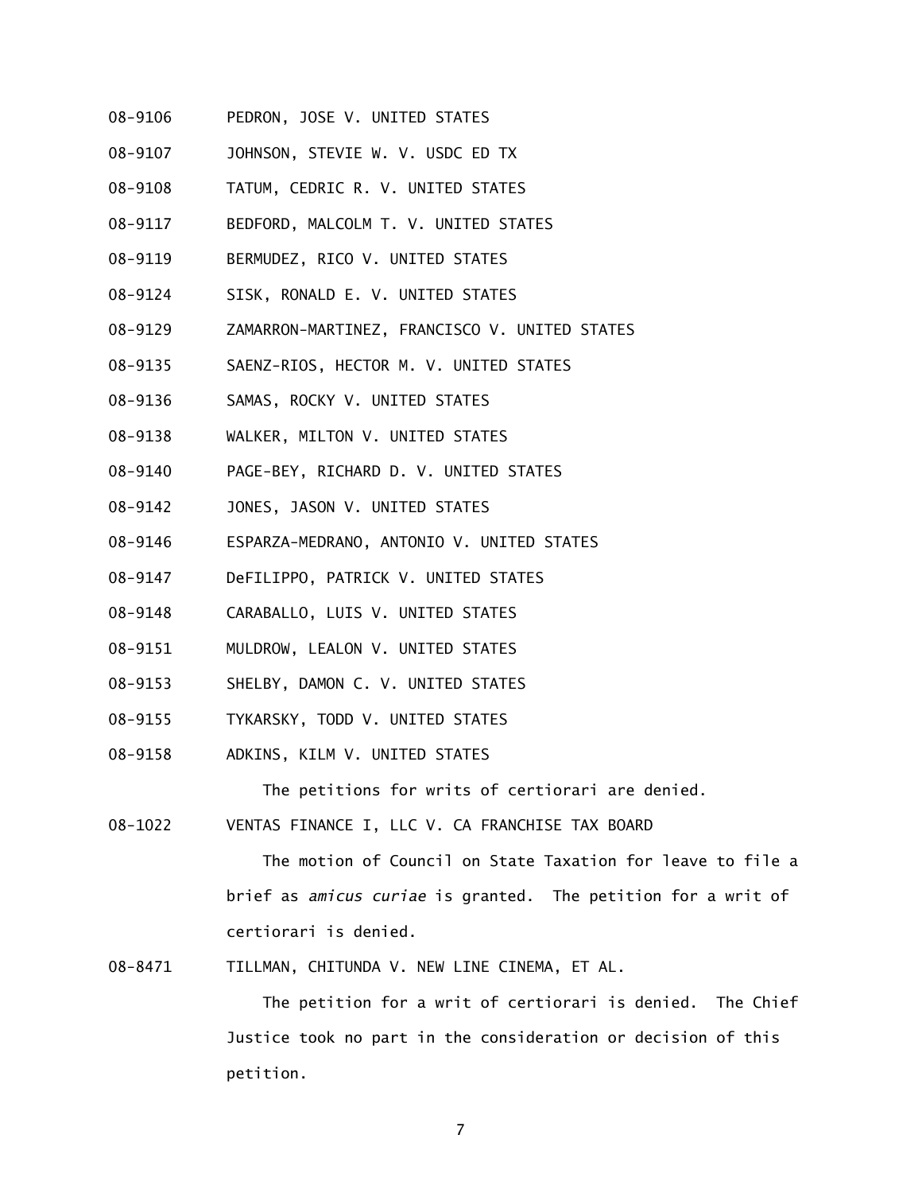08-9106 PEDRON, JOSE V. UNITED STATES

08-9107 JOHNSON, STEVIE W. V. USDC ED TX

08-9108 TATUM, CEDRIC R. V. UNITED STATES

08-9117 BEDFORD, MALCOLM T. V. UNITED STATES

08-9119 BERMUDEZ, RICO V. UNITED STATES

08-9124 SISK, RONALD E. V. UNITED STATES

08-9129 ZAMARRON-MARTINEZ, FRANCISCO V. UNITED STATES

08-9135 SAENZ-RIOS, HECTOR M. V. UNITED STATES

08-9136 SAMAS, ROCKY V. UNITED STATES

08-9138 WALKER, MILTON V. UNITED STATES

08-9140 PAGE-BEY, RICHARD D. V. UNITED STATES

08-9142 JONES, JASON V. UNITED STATES

08-9146 ESPARZA-MEDRANO, ANTONIO V. UNITED STATES

08-9147 DeFILIPPO, PATRICK V. UNITED STATES

08-9148 CARABALLO, LUIS V. UNITED STATES

08-9151 MULDROW, LEALON V. UNITED STATES

08-9153 SHELBY, DAMON C. V. UNITED STATES

08-9155 TYKARSKY, TODD V. UNITED STATES

08-9158 ADKINS, KILM V. UNITED STATES

The petitions for writs of certiorari are denied.

08-1022 VENTAS FINANCE I, LLC V. CA FRANCHISE TAX BOARD

The motion of Council on State Taxation for leave to file a brief as *amicus curiae* is granted. The petition for a writ of certiorari is denied.

08-8471 TILLMAN, CHITUNDA V. NEW LINE CINEMA, ET AL.

The petition for a writ of certiorari is denied. The Chief Justice took no part in the consideration or decision of this petition.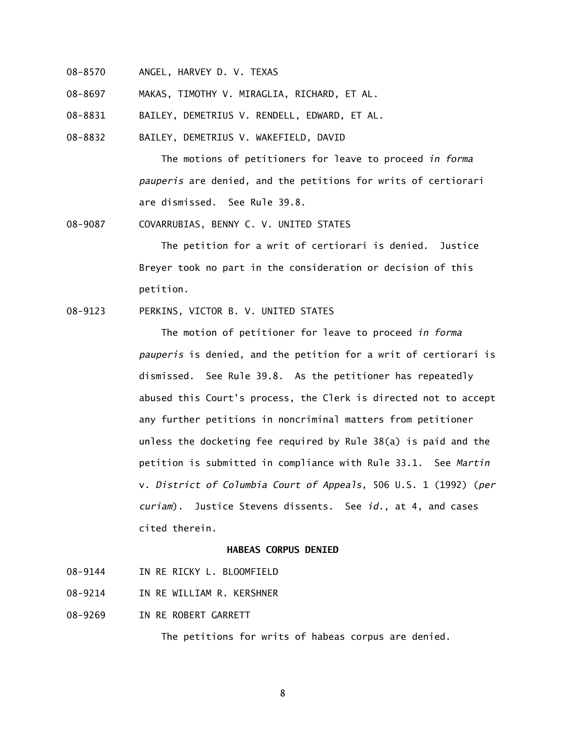08-8570 ANGEL, HARVEY D. V. TEXAS

08-8697 MAKAS, TIMOTHY V. MIRAGLIA, RICHARD, ET AL.

08-8831 BAILEY, DEMETRIUS V. RENDELL, EDWARD, ET AL.

08-8832 BAILEY, DEMETRIUS V. WAKEFIELD, DAVID

The motions of petitioners for leave to proceed *in forma pauperis* are denied, and the petitions for writs of certiorari are dismissed. See Rule 39.8.

08-9087 COVARRUBIAS, BENNY C. V. UNITED STATES

The petition for a writ of certiorari is denied. Justice Breyer took no part in the consideration or decision of this petition.

08-9123 PERKINS, VICTOR B. V. UNITED STATES

The motion of petitioner for leave to proceed *in forma pauperis* is denied, and the petition for a writ of certiorari is dismissed. See Rule 39.8. As the petitioner has repeatedly abused this Court's process, the Clerk is directed not to accept any further petitions in noncriminal matters from petitioner unless the docketing fee required by Rule 38(a) is paid and the petition is submitted in compliance with Rule 33.1. See *Martin* v. *District of Columbia Court of Appeals*, 506 U.S. 1 (1992) (*per curiam*). Justice Stevens dissents. See *id.,* at 4, and cases cited therein.

**HABEAS CORPUS DENIED**

08-9144 IN RE RICKY L. BLOOMFIELD

08-9214 IN RE WILLIAM R. KERSHNER

08-9269 IN RE ROBERT GARRETT

The petitions for writs of habeas corpus are denied.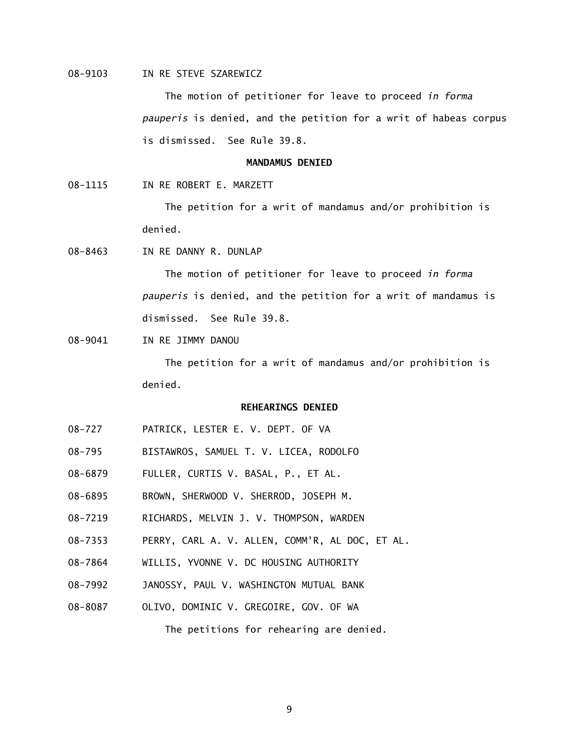08-9103 IN RE STEVE SZAREWICZ

The motion of petitioner for leave to proceed *in forma pauperis* is denied, and the petition for a writ of habeas corpus is dismissed. See Rule 39.8.

**MANDAMUS DENIED**

08-1115 IN RE ROBERT E. MARZETT

The petition for a writ of mandamus and/or prohibition is denied.

08-8463 IN RE DANNY R. DUNLAP

The motion of petitioner for leave to proceed *in forma pauperis* is denied, and the petition for a writ of mandamus is dismissed. See Rule 39.8.

08-9041 IN RE JIMMY DANOU

The petition for a writ of mandamus and/or prohibition is denied.

**REHEARINGS DENIED**

08-727 PATRICK, LESTER E. V. DEPT. OF VA

08-795 BISTAWROS, SAMUEL T. V. LICEA, RODOLFO

08-6879 FULLER, CURTIS V. BASAL, P., ET AL.

08-6895 BROWN, SHERWOOD V. SHERROD, JOSEPH M.

08-7219 RICHARDS, MELVIN J. V. THOMPSON, WARDEN

08-7353 PERRY, CARL A. V. ALLEN, COMM'R, AL DOC, ET AL.

08-7864 WILLIS, YVONNE V. DC HOUSING AUTHORITY

08-7992 JANOSSY, PAUL V. WASHINGTON MUTUAL BANK

08-8087 OLIVO, DOMINIC V. GREGOIRE, GOV. OF WA

The petitions for rehearing are denied.